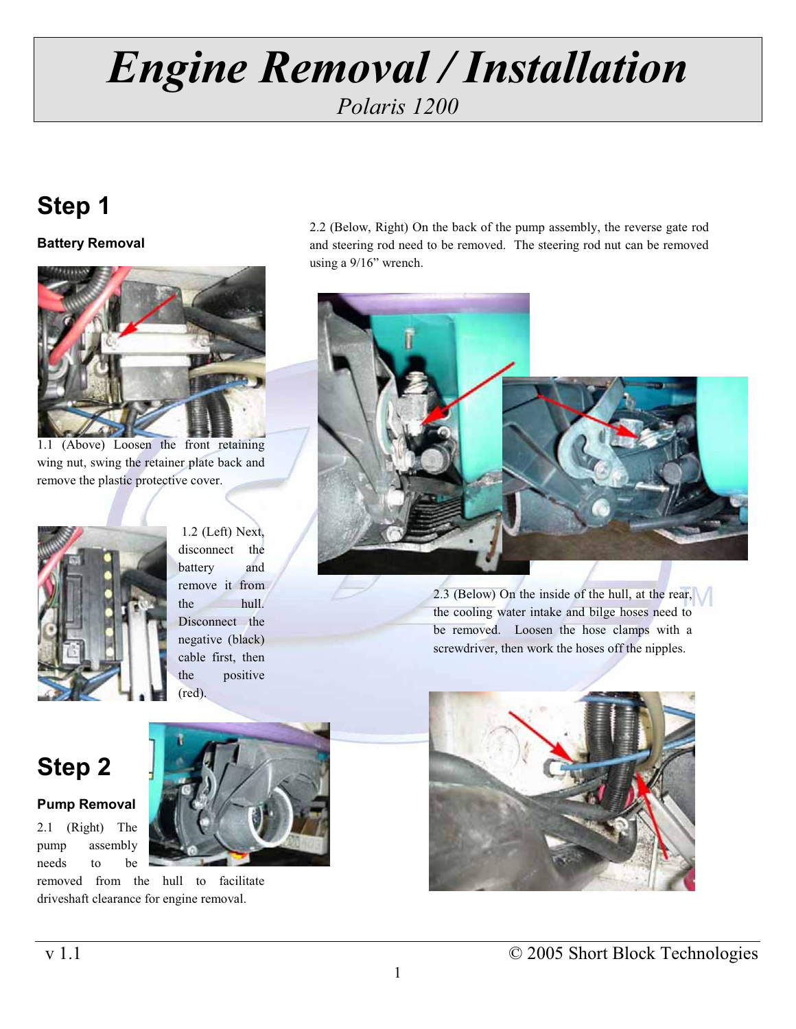# *Engine Removal / Installation*

*Polaris 1200*

## Step 1

### Battery Removal

1.1 (Above) Loosen the front retaining wing nut, swing the retainer plate back and remove the plastic protective cover.

1.2 (Left) Next, disconnect the battery and remove it from the hull. Disconnect the negative (black) cable first, then the positive (red).

## Step 2

### Pump Removal

2.1 (Right) The pump assembly needs to be removed from the hull to facilitate driveshaft clearance for engine removal.

2.2 (Below, Right) On the back of the pump assembly, the reverse gate rod and steering rod need to be removed. The steering rod nut can be removed using a 9/16" wrench.

2.3 (Below) On the inside of the hull, at the rear, the cooling water intake and bilge hoses need to be removed. Loosen the hose clamps with a screwdriver, then work the hoses off the nipples.

v 1.1 © 2005 Short Block Technologies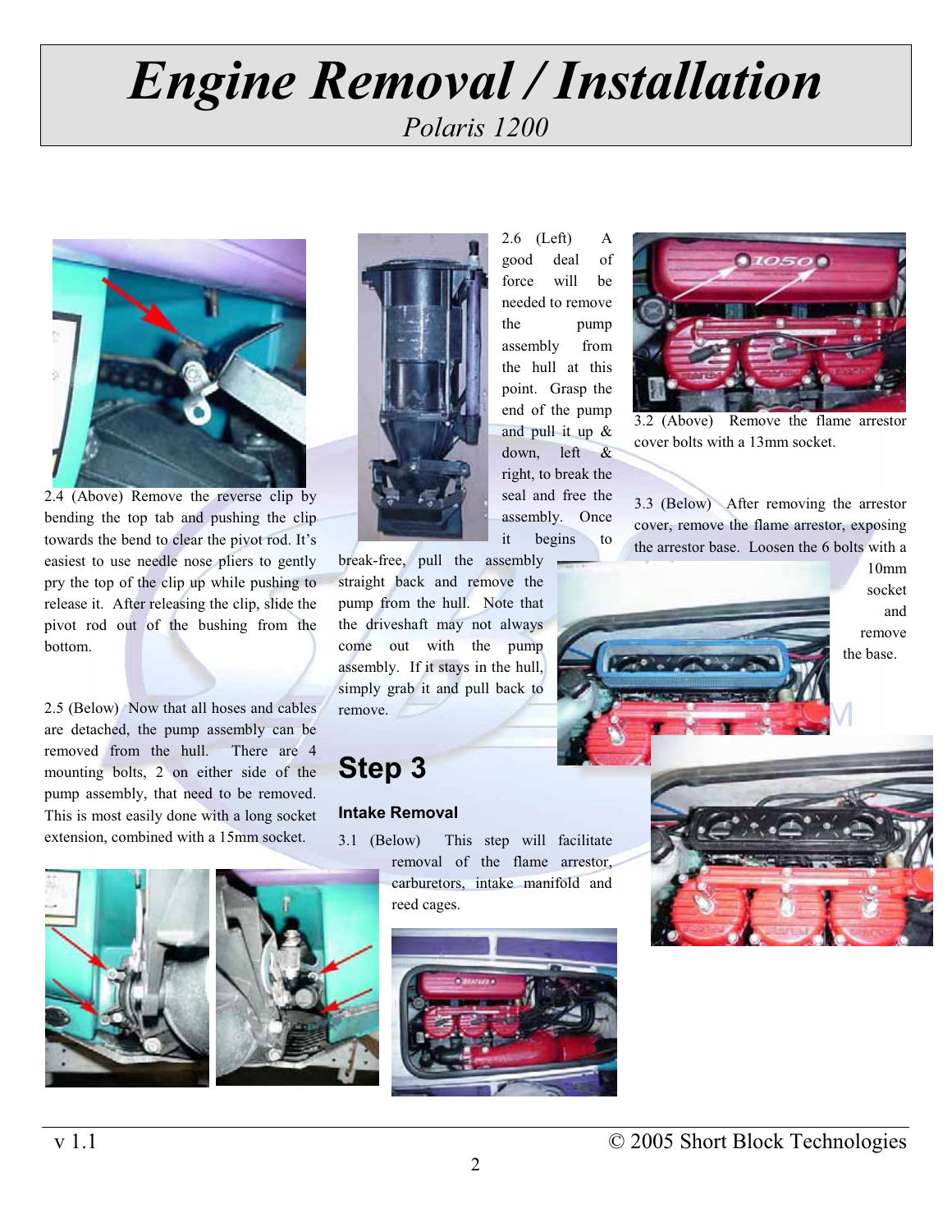2.4 (Above) Remove the reverse clip by bending the top tab and pushing the clip towards the bend to clear the pivot rod. It's easiest to use needle nose pliers to gently pry the top of the clip up while pushing to release it. After releasing the clip, slide the pivot rod out of the bushing from the bottom.

2.5 (Below) Now that all hoses and cables are detached, the pump assembly can be removed from the hull. There are 4 mounting bolts, 2 on either side of the pump assembly, that need to be removed. This is most easily done with a long socket extension, combined with a 15mm socket.

2.6 (Left) A good deal of force will be needed to remove the pump assembly from the hull at this point. Grasp the end of the pump and pull it up & down, left & right, to break the seal and free the assembly. Once it begins to break-free, pull the assembly straight back and remove the pump from the hull. Note that the driveshaft may not always come out with the pump assembly. If it stays in the hull, simply grab it and pull back to remove.

## Step 3

### Intake Removal

3.1 (Below) This step will facilitate removal of the flame arrestor, carburetors, intake manifold and reed cages.

3.2 (Above) Remove the flame arrestor cover bolts with a 13mm socket.

3.3 (Below) After removing the arrestor cover, remove the flame arrestor, exposing the arrestor base. Loosen the 6 bolts with a 10mm socket and remove the base.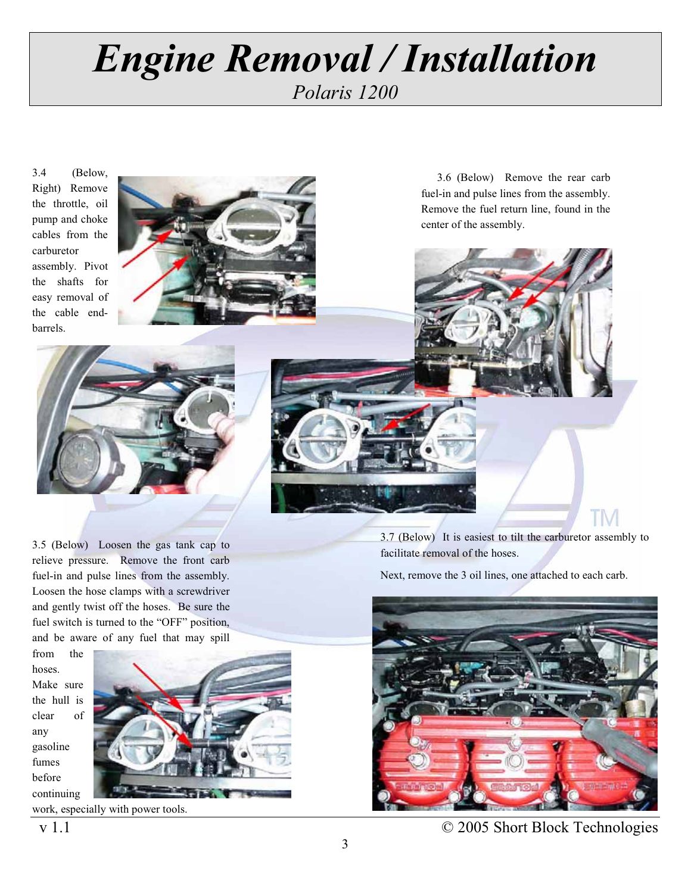# *Engine Removal / Installation*

*Polaris 1200*

3.4 (Below, Right) Remove the throttle, oil pump and choke cables from the carburetor assembly. Pivot the shafts for easy removal of the cable end-barrels.

3.5 (Below) Loosen the gas tank cap to relieve pressure. Remove the front carb fuel-in and pulse lines from the assembly. Loosen the hose clamps with a screwdriver and gently twist off the hoses. Be sure the fuel switch is turned to the "OFF" position, and be aware of any fuel that may spill from the hoses. Make sure the hull is clear of any gasoline fumes before continuing work, especially with power tools.

3.6 (Below) Remove the rear carb fuel-in and pulse lines from the assembly. Remove the fuel return line, found in the center of the assembly.

3.7 (Below) It is easiest to tilt the carburetor assembly to facilitate removal of the hoses.

Next, remove the 3 oil lines, one attached to each carb.

v 1.1 © 2005 Short Block Technologies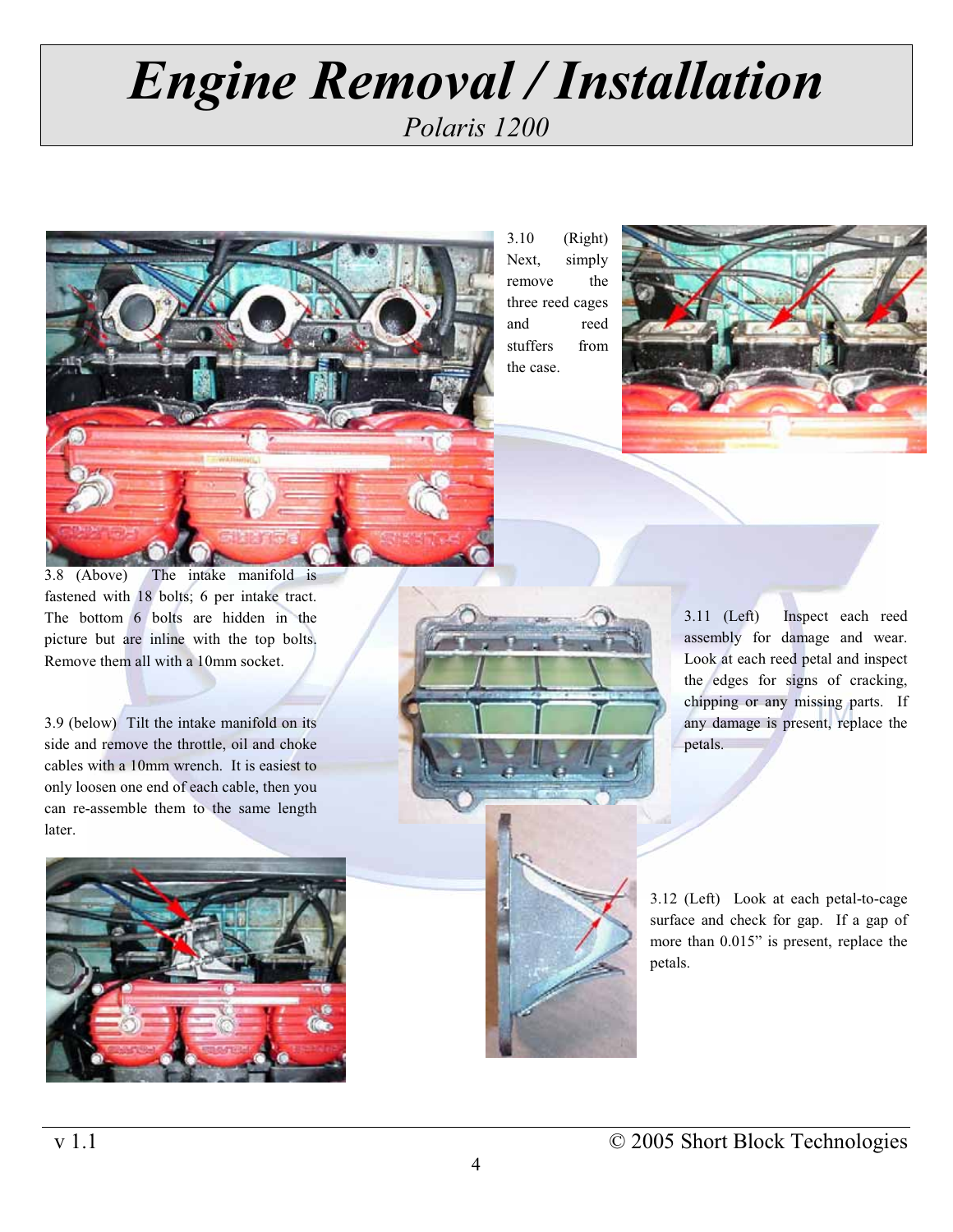# Engine Removal / Installation

*Polaris 1200*

3.8 (Above) The intake manifold is fastened with 18 bolts; 6 per intake tract. The bottom 6 bolts are hidden in the picture but are inline with the top bolts. Remove them all with a 10mm socket.

3.9 (below) Tilt the intake manifold on its side and remove the throttle, oil and choke cables with a 10mm wrench. It is easiest to only loosen one end of each cable, then you can re-assemble them to the same length later.

3.10 (Right) Next, simply remove the three reed cages and reed stuffers from the case.

3.11 (Left) Inspect each reed assembly for damage and wear. Look at each reed petal and inspect the edges for signs of cracking, chipping or any missing parts. If any damage is present, replace the petals.

3.12 (Left) Look at each petal-to-cage surface and check for gap. If a gap of more than 0.015" is present, replace the petals.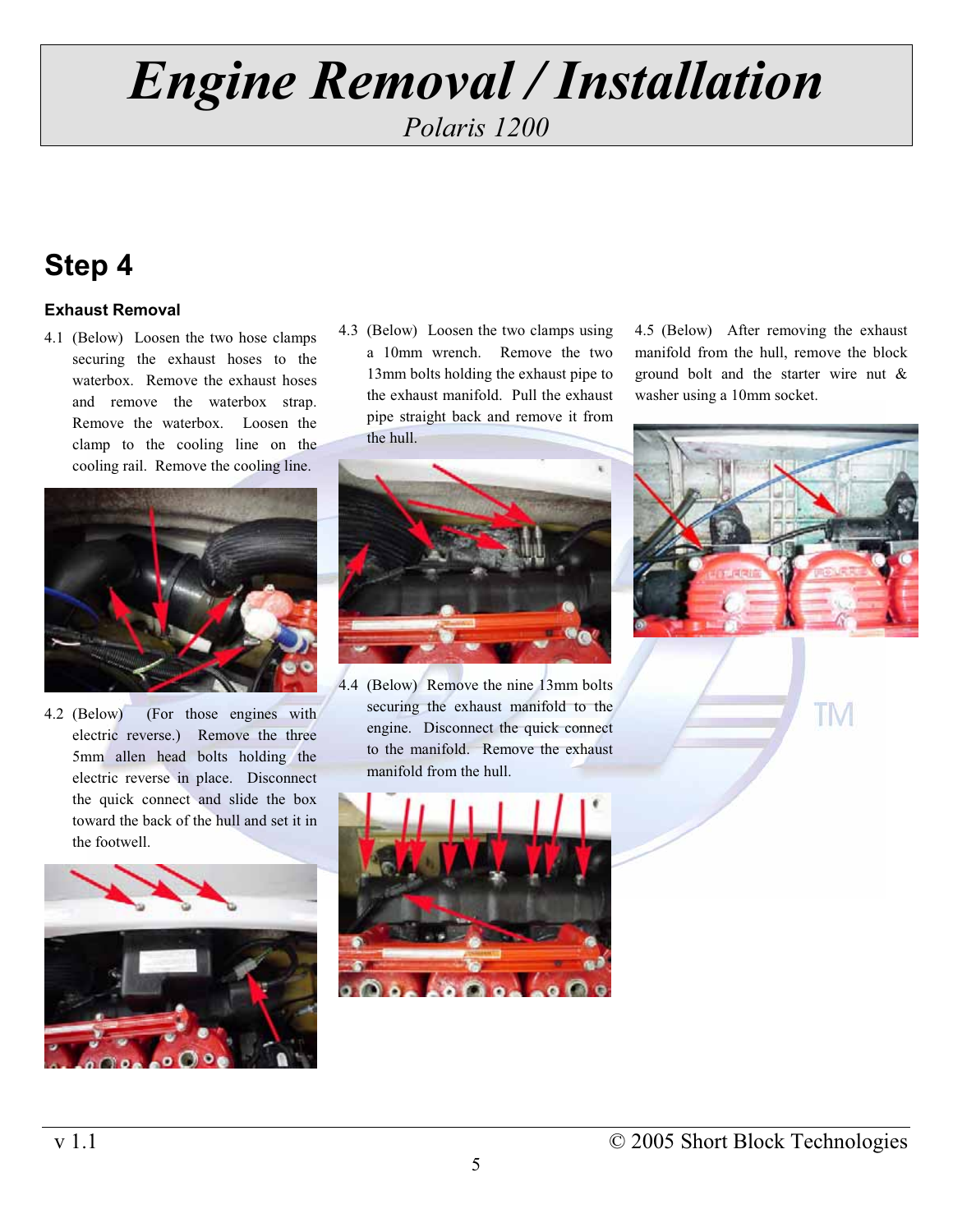# Engine Removal / Installation

*Polaris 1200*

## Step 4

**Exhaust Removal**

4.1 (Below) Loosen the two hose clamps securing the exhaust hoses to the waterbox. Remove the exhaust hoses and remove the waterbox strap. Remove the waterbox. Loosen the clamp to the cooling line on the cooling rail. Remove the cooling line.

4.2 (Below) (For those engines with electric reverse.) Remove the three 5mm allen head bolts holding the electric reverse in place. Disconnect the quick connect and slide the box toward the back of the hull and set it in the footwell.

4.3 (Below) Loosen the two clamps using a 10mm wrench. Remove the two 13mm bolts holding the exhaust pipe to the exhaust manifold. Pull the exhaust pipe straight back and remove it from the hull.

4.4 (Below) Remove the nine 13mm bolts securing the exhaust manifold to the engine. Disconnect the quick connect to the manifold. Remove the exhaust manifold from the hull.

4.5 (Below) After removing the exhaust manifold from the hull, remove the block ground bolt and the starter wire nut & washer using a 10mm socket.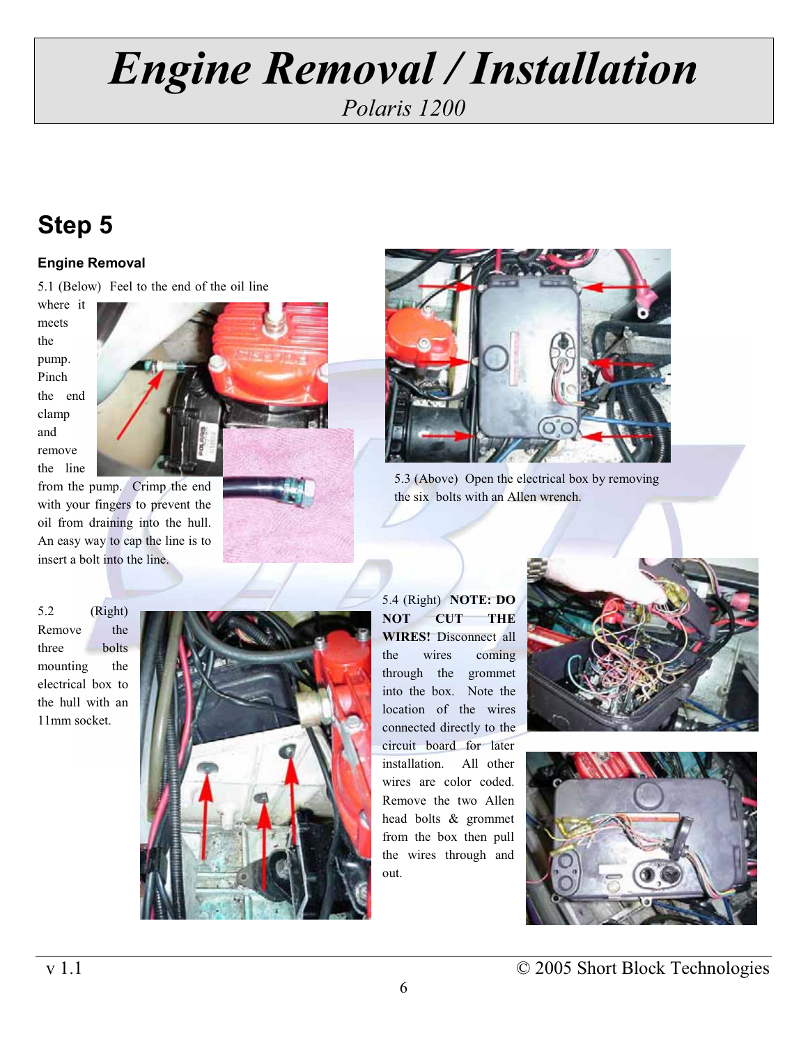# Engine Removal / Installation

*Polaris 1200*

## Step 5

### Engine Removal

5.1 (Below) Feel to the end of the oil line where it meets the pump. Pinch the end clamp and remove the line from the pump. Crimp the end with your fingers to prevent the oil from draining into the hull. An easy way to cap the line is to insert a bolt into the line.

5.3 (Above) Open the electrical box by removing the six bolts with an Allen wrench.

5.2 (Right) Remove the three bolts mounting the electrical box to the hull with an 11mm socket.

5.4 (Right) **NOTE: DO NOT CUT THE WIRES!** Disconnect all the wires coming through the grommet into the box. Note the location of the wires connected directly to the circuit board for later installation. All other wires are color coded. Remove the two Allen head bolts & grommet from the box then pull the wires through and out.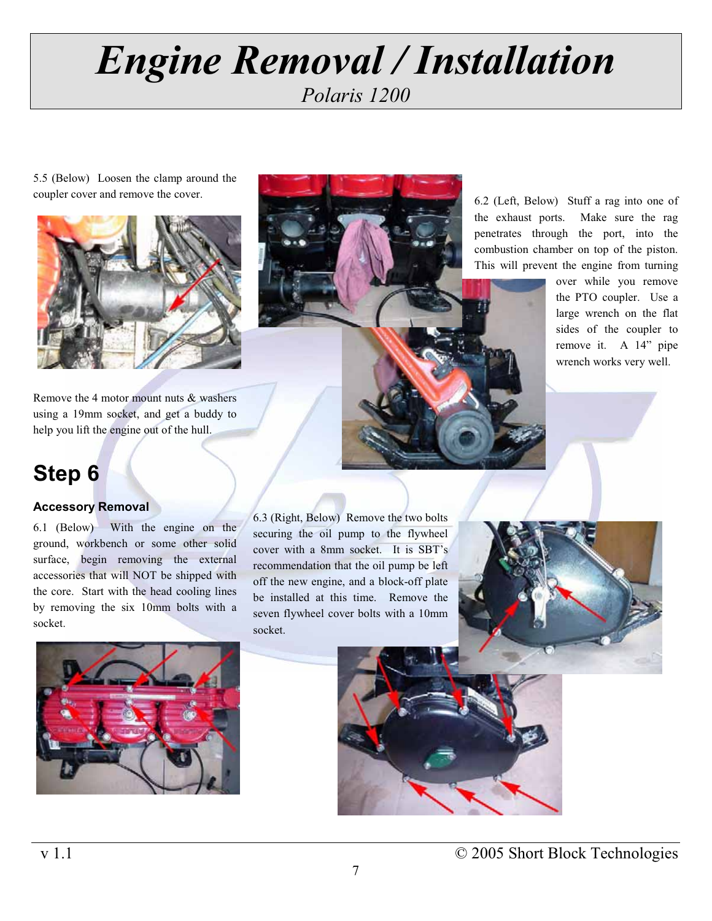# Engine Removal / Installation

*Polaris 1200*

5.5 (Below) Loosen the clamp around the coupler cover and remove the cover.

Remove the 4 motor mount nuts & washers using a 19mm socket, and get a buddy to help you lift the engine out of the hull.

## Step 6

### Accessory Removal

6.1 (Below) With the engine on the ground, workbench or some other solid surface, begin removing the external accessories that will NOT be shipped with the core. Start with the head cooling lines by removing the six 10mm bolts with a socket.

6.2 (Left, Below) Stuff a rag into one of the exhaust ports. Make sure the rag penetrates through the port, into the combustion chamber on top of the piston. This will prevent the engine from turning over while you remove the PTO coupler. Use a large wrench on the flat sides of the coupler to remove it. A 14" pipe wrench works very well.

6.3 (Right, Below) Remove the two bolts securing the oil pump to the flywheel cover with a 8mm socket. It is SBT's recommendation that the oil pump be left off the new engine, and a block-off plate be installed at this time. Remove the seven flywheel cover bolts with a 10mm socket.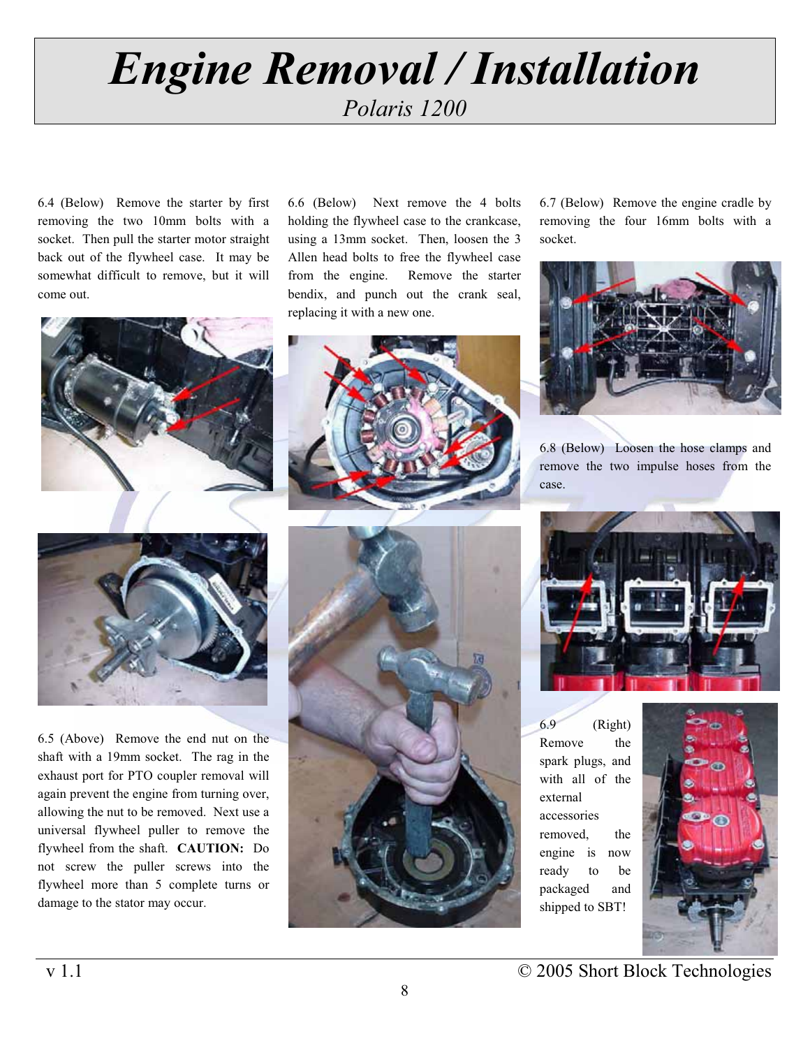# *Engine Removal / Installation*

*Polaris 1200*

6.4 (Below) Remove the starter by first removing the two 10mm bolts with a socket. Then pull the starter motor straight back out of the flywheel case. It may be somewhat difficult to remove, but it will come out.

6.5 (Above) Remove the end nut on the shaft with a 19mm socket. The rag in the exhaust port for PTO coupler removal will again prevent the engine from turning over, allowing the nut to be removed. Next use a universal flywheel puller to remove the flywheel from the shaft. **CAUTION:** Do not screw the puller screws into the flywheel more than 5 complete turns or damage to the stator may occur.

6.6 (Below) Next remove the 4 bolts holding the flywheel case to the crankcase, using a 13mm socket. Then, loosen the 3 Allen head bolts to free the flywheel case from the engine. Remove the starter bendix, and punch out the crank seal, replacing it with a new one.

6.7 (Below) Remove the engine cradle by removing the four 16mm bolts with a socket.

6.8 (Below) Loosen the hose clamps and remove the two impulse hoses from the case.

6.9 (Right) Remove the spark plugs, and with all of the external accessories removed, the engine is now ready to be packaged and shipped to SBT!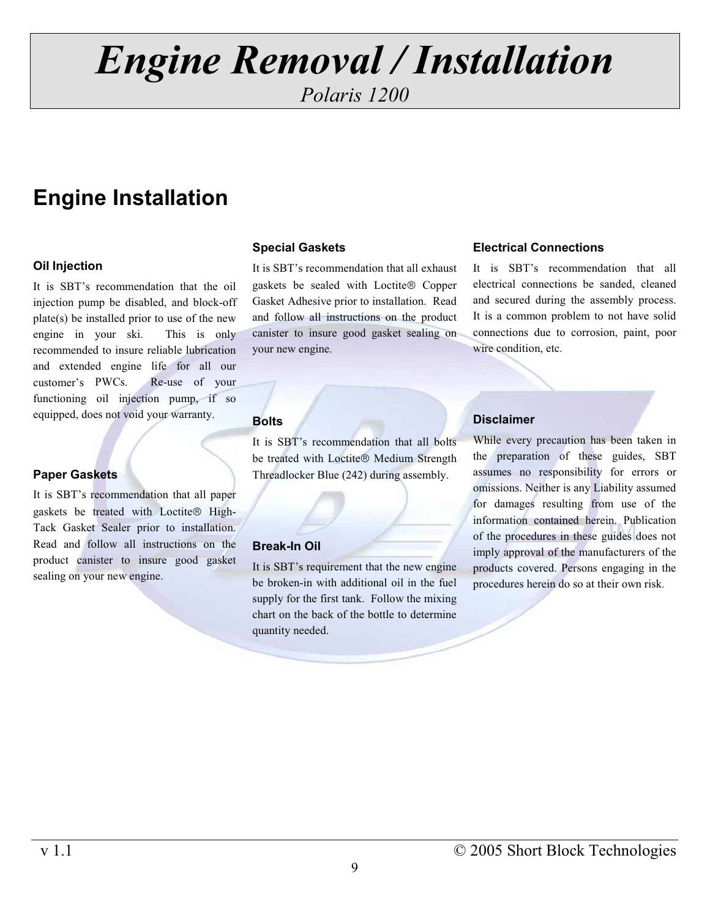# *Engine Removal / Installation*

*Polaris 1200*

## Engine Installation

### Oil Injection

It is SBT's recommendation that the oil injection pump be disabled, and block-off plate(s) be installed prior to use of the new engine in your ski. This is only recommended to insure reliable lubrication and extended engine life for all our customer's PWCs. Re-use of your functioning oil injection pump, if so equipped, does not void your warranty.

### Paper Gaskets

It is SBT's recommendation that all paper gaskets be treated with Loctite® High-Tack Gasket Sealer prior to installation. Read and follow all instructions on the product canister to insure good gasket sealing on your new engine.

### Special Gaskets

It is SBT's recommendation that all exhaust gaskets be sealed with Loctite® Copper Gasket Adhesive prior to installation. Read and follow all instructions on the product canister to insure good gasket sealing on your new engine.

### Bolts

It is SBT's recommendation that all bolts be treated with Loctite® Medium Strength Threadlocker Blue (242) during assembly.

### Break-In Oil

It is SBT's requirement that the new engine be broken-in with additional oil in the fuel supply for the first tank. Follow the mixing chart on the back of the bottle to determine quantity needed.

### Electrical Connections

It is SBT's recommendation that all electrical connections be sanded, cleaned and secured during the assembly process. It is a common problem to not have solid connections due to corrosion, paint, poor wire condition, etc.

### Disclaimer

While every precaution has been taken in the preparation of these guides, SBT assumes no responsibility for errors or omissions. Neither is any Liability assumed for damages resulting from use of the information contained herein. Publication of the procedures in these guides does not imply approval of the manufacturers of the products covered. Persons engaging in the procedures herein do so at their own risk.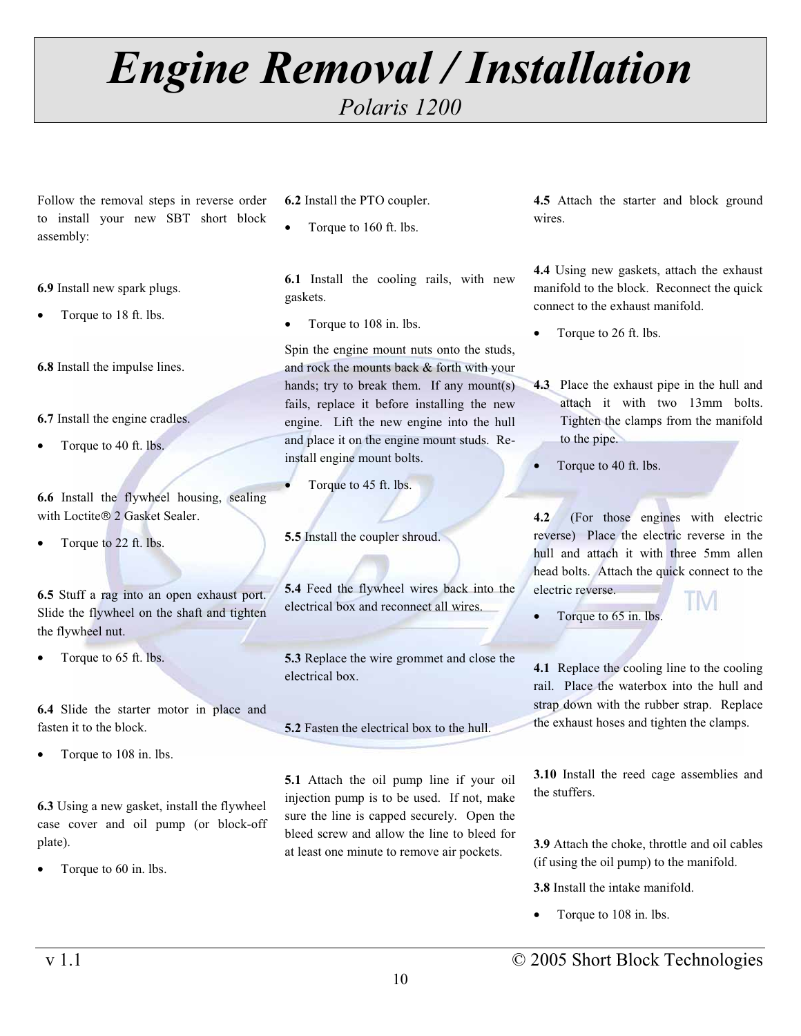# *Engine Removal / Installation*

*Polaris 1200*

Follow the removal steps in reverse order to install your new SBT short block assembly:

**6.9** Install new spark plugs.

- Torque to 18 ft. lbs.

**6.8** Install the impulse lines.

**6.7** Install the engine cradles.

- Torque to 40 ft. lbs.

**6.6** Install the flywheel housing, sealing with Loctite® 2 Gasket Sealer.

- Torque to 22 ft. lbs.

**6.5** Stuff a rag into an open exhaust port. Slide the flywheel on the shaft and tighten the flywheel nut.

- Torque to 65 ft. lbs.

**6.4** Slide the starter motor in place and fasten it to the block.

- Torque to 108 in. lbs.

**6.3** Using a new gasket, install the flywheel case cover and oil pump (or block-off plate).

- Torque to 60 in. lbs.

**6.2** Install the PTO coupler.

- Torque to 160 ft. lbs.

**6.1** Install the cooling rails, with new gaskets.

- Torque to 108 in. lbs.

Spin the engine mount nuts onto the studs, and rock the mounts back & forth with your hands; try to break them. If any mount(s) fails, replace it before installing the new engine. Lift the new engine into the hull and place it on the engine mount studs. Re-install engine mount bolts.

- Torque to 45 ft. lbs.

**5.5** Install the coupler shroud.

**5.4** Feed the flywheel wires back into the electrical box and reconnect all wires.

**5.3** Replace the wire grommet and close the electrical box.

**5.2** Fasten the electrical box to the hull.

**5.1** Attach the oil pump line if your oil injection pump is to be used. If not, make sure the line is capped securely. Open the bleed screw and allow the line to bleed for at least one minute to remove air pockets.

**4.5** Attach the starter and block ground wires.

**4.4** Using new gaskets, attach the exhaust manifold to the block. Reconnect the quick connect to the exhaust manifold.

- Torque to 26 ft. lbs.

**4.3** Place the exhaust pipe in the hull and attach it with two 13mm bolts. Tighten the clamps from the manifold to the pipe.

- Torque to 40 ft. lbs.

**4.2** (For those engines with electric reverse) Place the electric reverse in the hull and attach it with three 5mm allen head bolts. Attach the quick connect to the electric reverse.

- Torque to 65 in. lbs.

**4.1** Replace the cooling line to the cooling rail. Place the waterbox into the hull and strap down with the rubber strap. Replace the exhaust hoses and tighten the clamps.

**3.10** Install the reed cage assemblies and the stuffers.

**3.9** Attach the choke, throttle and oil cables (if using the oil pump) to the manifold.

**3.8** Install the intake manifold.

- Torque to 108 in. lbs.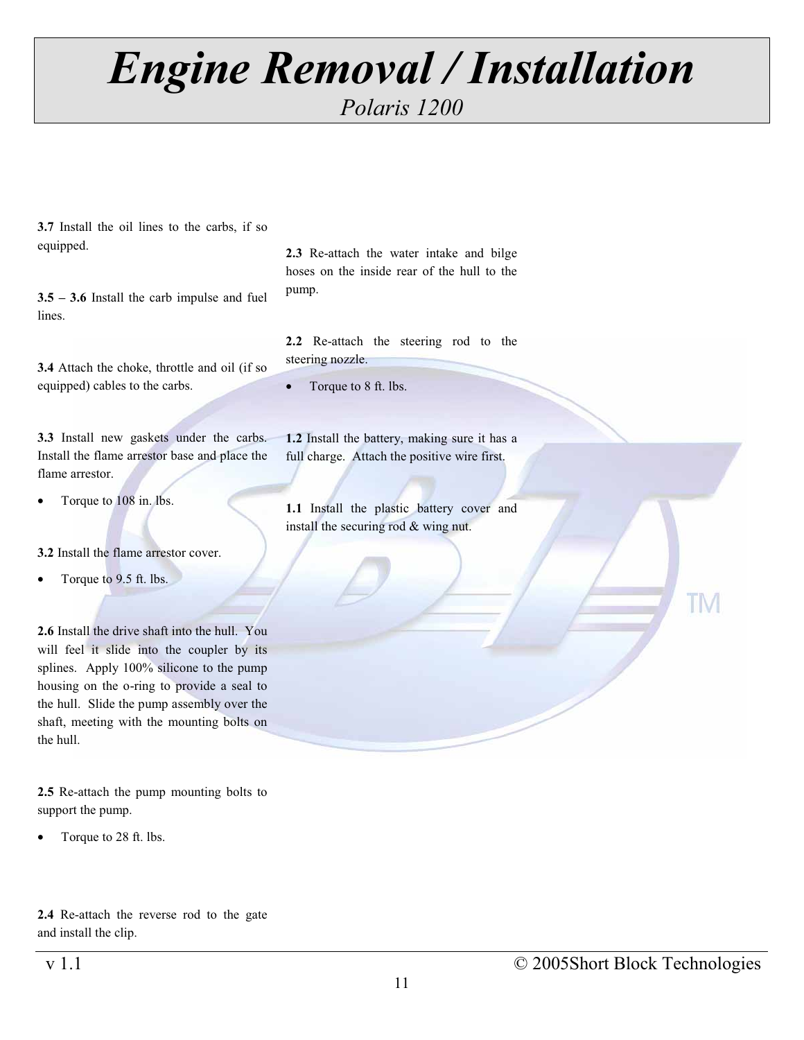# *Engine Removal / Installation*

*Polaris 1200*

**3.7** Install the oil lines to the carbs, if so equipped.

**3.5 – 3.6** Install the carb impulse and fuel lines.

**3.4** Attach the choke, throttle and oil (if so equipped) cables to the carbs.

**3.3** Install new gaskets under the carbs. Install the flame arrestor base and place the flame arrestor.

- Torque to 108 in. lbs.

**3.2** Install the flame arrestor cover.

- Torque to 9.5 ft. lbs.

**2.6** Install the drive shaft into the hull. You will feel it slide into the coupler by its splines. Apply 100% silicone to the pump housing on the o-ring to provide a seal to the hull. Slide the pump assembly over the shaft, meeting with the mounting bolts on the hull.

**2.5** Re-attach the pump mounting bolts to support the pump.

- Torque to 28 ft. lbs.

**2.4** Re-attach the reverse rod to the gate and install the clip.

**2.3** Re-attach the water intake and bilge hoses on the inside rear of the hull to the pump.

**2.2** Re-attach the steering rod to the steering nozzle.

- Torque to 8 ft. lbs.

**1.2** Install the battery, making sure it has a full charge. Attach the positive wire first.

**1.1** Install the plastic battery cover and install the securing rod & wing nut.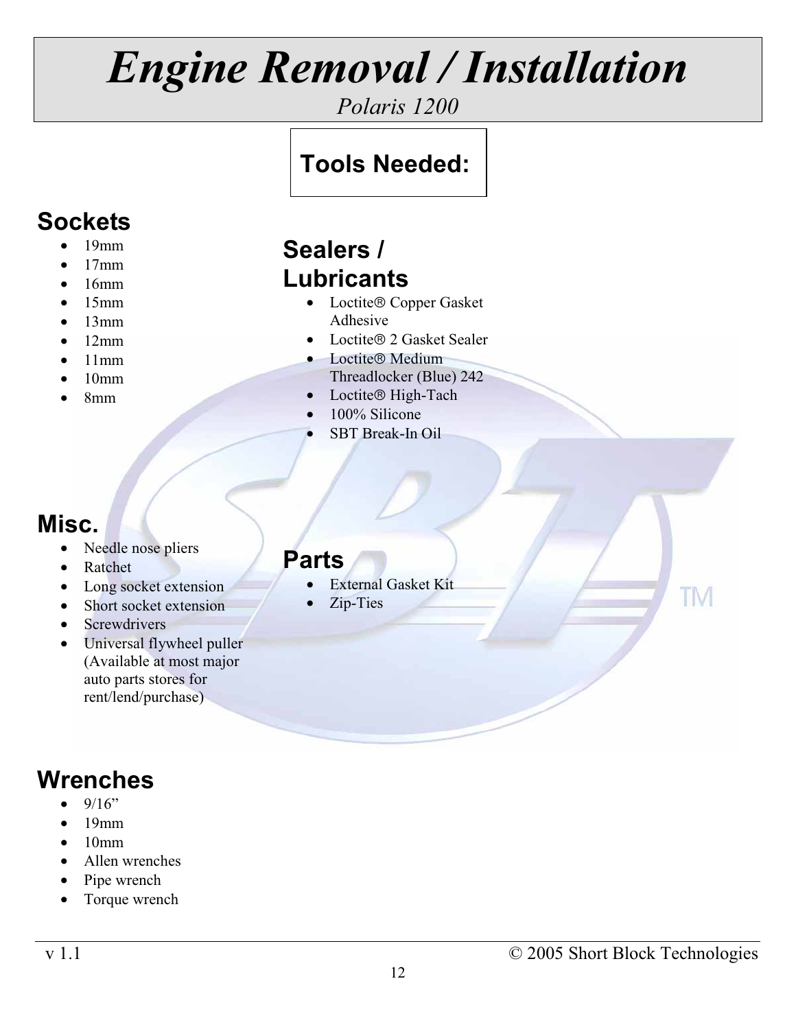# *Engine Removal / Installation*

*Polaris 1200*

## Tools Needed:

### Sockets

- 19mm
- 17mm
- 16mm
- 15mm
- 13mm
- 12mm
- 11mm
- 10mm
- 8mm

### Sealers / Lubricants

- Loctite® Copper Gasket Adhesive
- Loctite® 2 Gasket Sealer
- Loctite® Medium Threadlocker (Blue) 242
- Loctite® High-Tach
- 100% Silicone
- SBT Break-In Oil

### Misc.

- Needle nose pliers
- Ratchet
- Long socket extension
- Short socket extension
- Screwdrivers
- Universal flywheel puller (Available at most major auto parts stores for rent/lend/purchase)

### Parts

- External Gasket Kit
- Zip-Ties

### Wrenches

- 9/16"
- 19mm
- 10mm
- Allen wrenches
- Pipe wrench
- Torque wrench

v 1.1 © 2005 Short Block Technologies